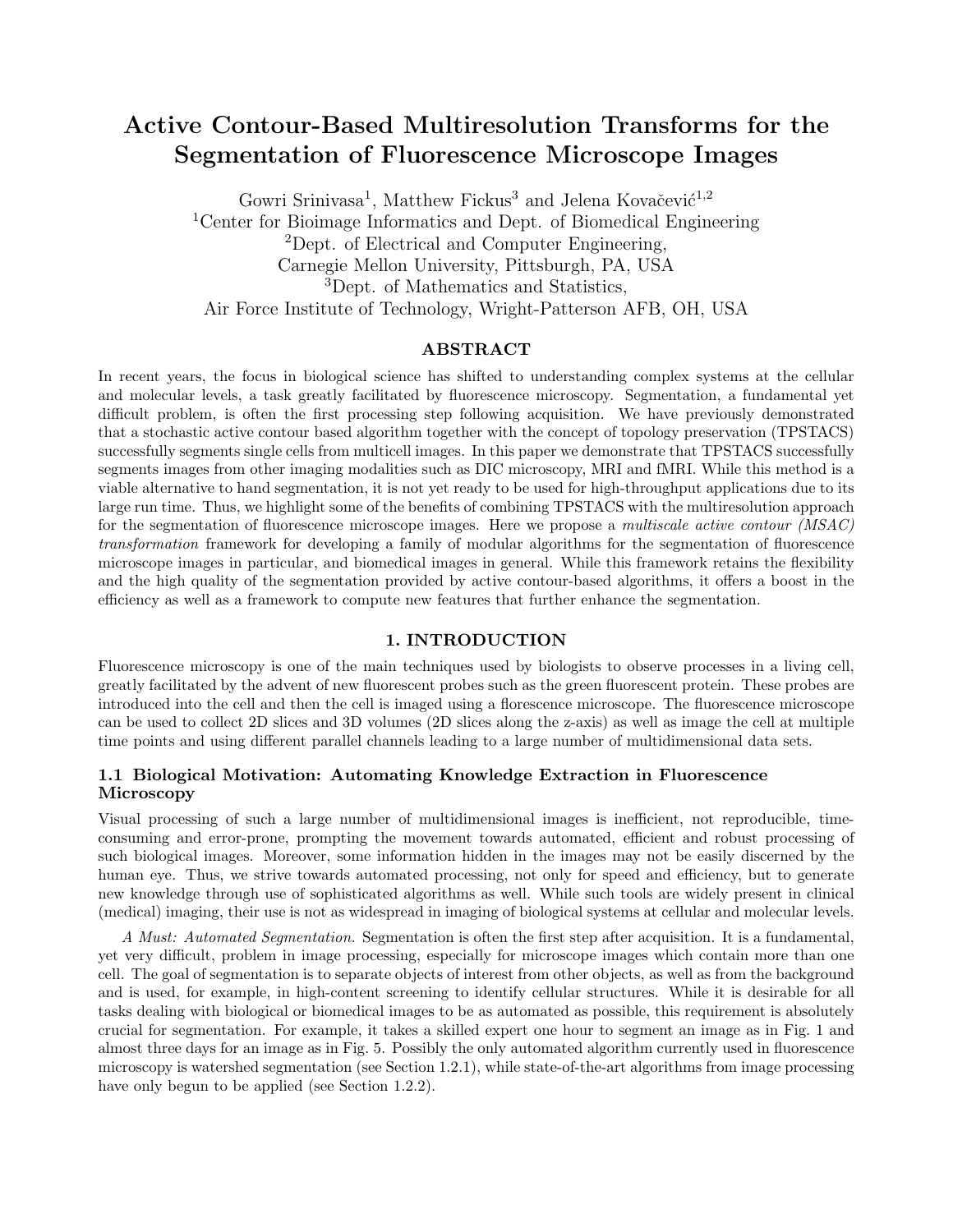# Active Contour-Based Multiresolution Transforms for the Segmentation of Fluorescence Microscope Images

Gowri Srinivasa[1], Matthew Fickus[3] and Jelena Kovačević[1,2]

[1]Center for Bioimage Informatics and Dept. of Biomedical Engineering

[2]Dept. of Electrical and Computer Engineering,
Carnegie Mellon University, Pittsburgh, PA, USA

[3]Dept. of Mathematics and Statistics,
Air Force Institute of Technology, Wright-Patterson AFB, OH, USA

## ABSTRACT

In recent years, the focus in biological science has shifted to understanding complex systems at the cellular and molecular levels, a task greatly facilitated by fluorescence microscopy. Segmentation, a fundamental yet difficult problem, is often the first processing step following acquisition. We have previously demonstrated that a stochastic active contour based algorithm together with the concept of topology preservation (TPSTACS) successfully segments single cells from multicell images. In this paper we demonstrate that TPSTACS successfully segments images from other imaging modalities such as DIC microscopy, MRI and fMRI. While this method is a viable alternative to hand segmentation, it is not yet ready to be used for high-throughput applications due to its large run time. Thus, we highlight some of the benefits of combining TPSTACS with the multiresolution approach for the segmentation of fluorescence microscope images. Here we propose a *multiscale active contour (MSAC) transformation* framework for developing a family of modular algorithms for the segmentation of fluorescence microscope images in particular, and biomedical images in general. While this framework retains the flexibility and the high quality of the segmentation provided by active contour-based algorithms, it offers a boost in the efficiency as well as a framework to compute new features that further enhance the segmentation.

## 1. INTRODUCTION

Fluorescence microscopy is one of the main techniques used by biologists to observe processes in a living cell, greatly facilitated by the advent of new fluorescent probes such as the green fluorescent protein. These probes are introduced into the cell and then the cell is imaged using a florescence microscope. The fluorescence microscope can be used to collect 2D slices and 3D volumes (2D slices along the z-axis) as well as image the cell at multiple time points and using different parallel channels leading to a large number of multidimensional data sets.

### 1.1 Biological Motivation: Automating Knowledge Extraction in Fluorescence Microscopy

Visual processing of such a large number of multidimensional images is inefficient, not reproducible, time-consuming and error-prone, prompting the movement towards automated, efficient and robust processing of such biological images. Moreover, some information hidden in the images may not be easily discerned by the human eye. Thus, we strive towards automated processing, not only for speed and efficiency, but to generate new knowledge through use of sophisticated algorithms as well. While such tools are widely present in clinical (medical) imaging, their use is not as widespread in imaging of biological systems at cellular and molecular levels.

*A Must: Automated Segmentation.* Segmentation is often the first step after acquisition. It is a fundamental, yet very difficult, problem in image processing, especially for microscope images which contain more than one cell. The goal of segmentation is to separate objects of interest from other objects, as well as from the background and is used, for example, in high-content screening to identify cellular structures. While it is desirable for all tasks dealing with biological or biomedical images to be as automated as possible, this requirement is absolutely crucial for segmentation. For example, it takes a skilled expert one hour to segment an image as in Fig. 1 and almost three days for an image as in Fig. 5. Possibly the only automated algorithm currently used in fluorescence microscopy is watershed segmentation (see Section 1.2.1), while state-of-the-art algorithms from image processing have only begun to be applied (see Section 1.2.2).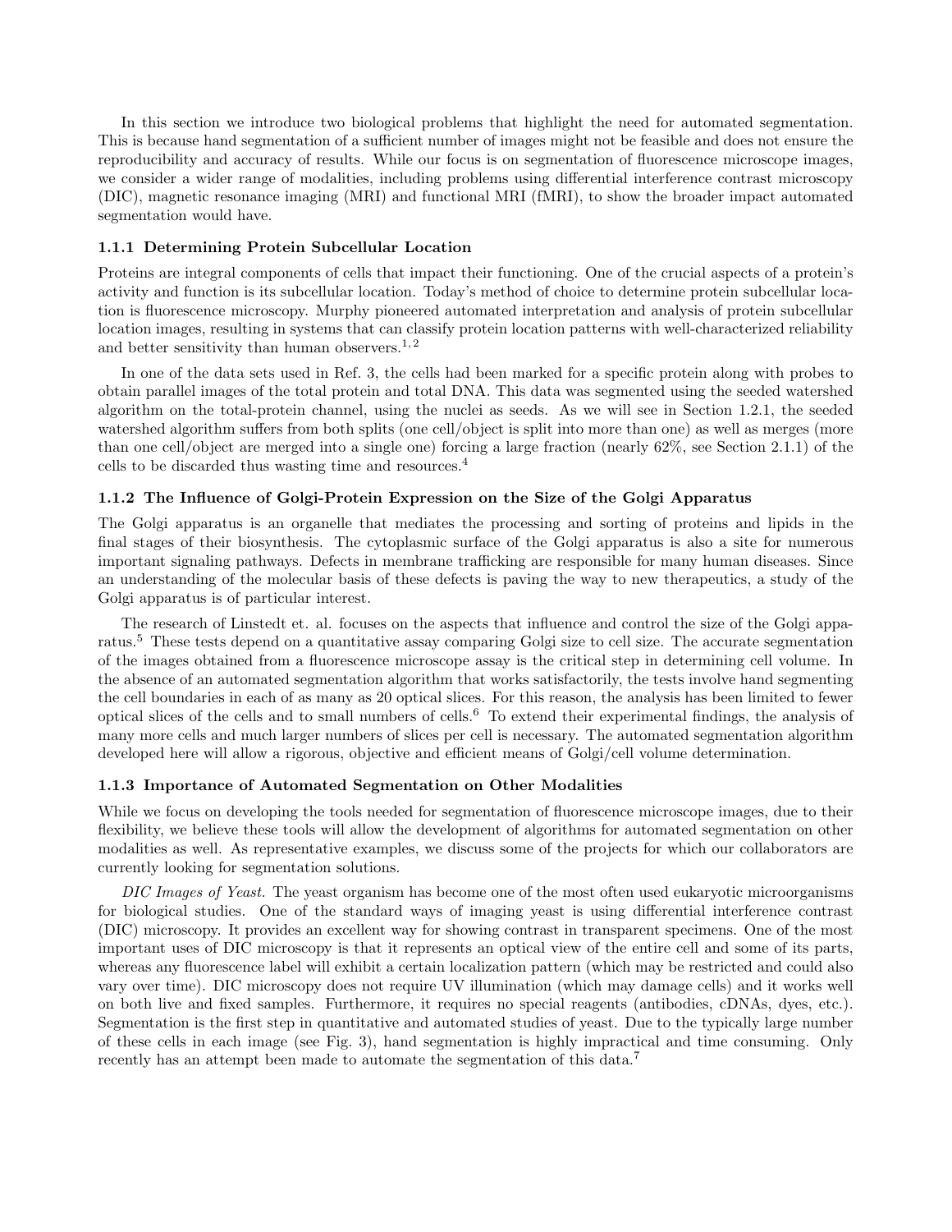In this section we introduce two biological problems that highlight the need for automated segmentation. This is because hand segmentation of a sufficient number of images might not be feasible and does not ensure the reproducibility and accuracy of results. While our focus is on segmentation of fluorescence microscope images, we consider a wider range of modalities, including problems using differential interference contrast microscopy (DIC), magnetic resonance imaging (MRI) and functional MRI (fMRI), to show the broader impact automated segmentation would have.

### 1.1.1 Determining Protein Subcellular Location

Proteins are integral components of cells that impact their functioning. One of the crucial aspects of a protein's activity and function is its subcellular location. Today's method of choice to determine protein subcellular location is fluorescence microscopy. Murphy pioneered automated interpretation and analysis of protein subcellular location images, resulting in systems that can classify protein location patterns with well-characterized reliability and better sensitivity than human observers.[1,2]

In one of the data sets used in Ref. 3, the cells had been marked for a specific protein along with probes to obtain parallel images of the total protein and total DNA. This data was segmented using the seeded watershed algorithm on the total-protein channel, using the nuclei as seeds. As we will see in Section 1.2.1, the seeded watershed algorithm suffers from both splits (one cell/object is split into more than one) as well as merges (more than one cell/object are merged into a single one) forcing a large fraction (nearly 62%, see Section 2.1.1) of the cells to be discarded thus wasting time and resources.[4]

### 1.1.2 The Influence of Golgi-Protein Expression on the Size of the Golgi Apparatus

The Golgi apparatus is an organelle that mediates the processing and sorting of proteins and lipids in the final stages of their biosynthesis. The cytoplasmic surface of the Golgi apparatus is also a site for numerous important signaling pathways. Defects in membrane trafficking are responsible for many human diseases. Since an understanding of the molecular basis of these defects is paving the way to new therapeutics, a study of the Golgi apparatus is of particular interest.

The research of Linstedt et. al. focuses on the aspects that influence and control the size of the Golgi apparatus.[5] These tests depend on a quantitative assay comparing Golgi size to cell size. The accurate segmentation of the images obtained from a fluorescence microscope assay is the critical step in determining cell volume. In the absence of an automated segmentation algorithm that works satisfactorily, the tests involve hand segmenting the cell boundaries in each of as many as 20 optical slices. For this reason, the analysis has been limited to fewer optical slices of the cells and to small numbers of cells.[6] To extend their experimental findings, the analysis of many more cells and much larger numbers of slices per cell is necessary. The automated segmentation algorithm developed here will allow a rigorous, objective and efficient means of Golgi/cell volume determination.

### 1.1.3 Importance of Automated Segmentation on Other Modalities

While we focus on developing the tools needed for segmentation of fluorescence microscope images, due to their flexibility, we believe these tools will allow the development of algorithms for automated segmentation on other modalities as well. As representative examples, we discuss some of the projects for which our collaborators are currently looking for segmentation solutions.

*DIC Images of Yeast.* The yeast organism has become one of the most often used eukaryotic microorganisms for biological studies. One of the standard ways of imaging yeast is using differential interference contrast (DIC) microscopy. It provides an excellent way for showing contrast in transparent specimens. One of the most important uses of DIC microscopy is that it represents an optical view of the entire cell and some of its parts, whereas any fluorescence label will exhibit a certain localization pattern (which may be restricted and could also vary over time). DIC microscopy does not require UV illumination (which may damage cells) and it works well on both live and fixed samples. Furthermore, it requires no special reagents (antibodies, cDNAs, dyes, etc.). Segmentation is the first step in quantitative and automated studies of yeast. Due to the typically large number of these cells in each image (see Fig. 3), hand segmentation is highly impractical and time consuming. Only recently has an attempt been made to automate the segmentation of this data.[7]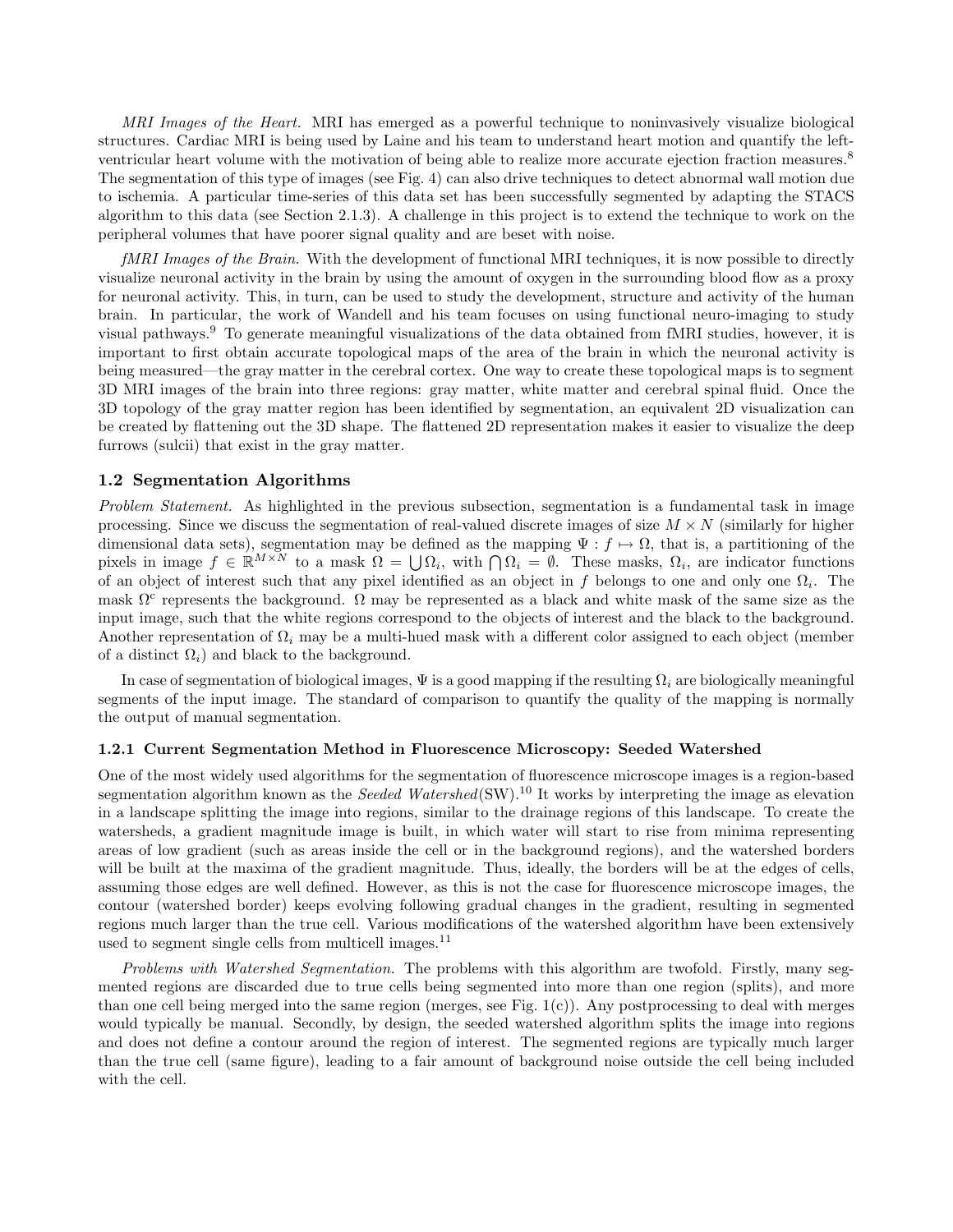*MRI Images of the Heart.* MRI has emerged as a powerful technique to noninvasively visualize biological structures. Cardiac MRI is being used by Laine and his team to understand heart motion and quantify the left-ventricular heart volume with the motivation of being able to realize more accurate ejection fraction measures.[8] The segmentation of this type of images (see Fig. 4) can also drive techniques to detect abnormal wall motion due to ischemia. A particular time-series of this data set has been successfully segmented by adapting the STACS algorithm to this data (see Section 2.1.3). A challenge in this project is to extend the technique to work on the peripheral volumes that have poorer signal quality and are beset with noise.

*fMRI Images of the Brain.* With the development of functional MRI techniques, it is now possible to directly visualize neuronal activity in the brain by using the amount of oxygen in the surrounding blood flow as a proxy for neuronal activity. This, in turn, can be used to study the development, structure and activity of the human brain. In particular, the work of Wandell and his team focuses on using functional neuro-imaging to study visual pathways.[9] To generate meaningful visualizations of the data obtained from fMRI studies, however, it is important to first obtain accurate topological maps of the area of the brain in which the neuronal activity is being measured—the gray matter in the cerebral cortex. One way to create these topological maps is to segment 3D MRI images of the brain into three regions: gray matter, white matter and cerebral spinal fluid. Once the 3D topology of the gray matter region has been identified by segmentation, an equivalent 2D visualization can be created by flattening out the 3D shape. The flattened 2D representation makes it easier to visualize the deep furrows (sulcii) that exist in the gray matter.

## 1.2 Segmentation Algorithms

*Problem Statement.* As highlighted in the previous subsection, segmentation is a fundamental task in image processing. Since we discuss the segmentation of real-valued discrete images of size $M \times N$ (similarly for higher dimensional data sets), segmentation may be defined as the mapping $\Psi : f \mapsto \Omega$, that is, a partitioning of the pixels in image $f \in \mathbb{R}^{M \times N}$ to a mask $\Omega = \bigcup \Omega_i$, with $\bigcap \Omega_i = \emptyset$. These masks, $\Omega_i$, are indicator functions of an object of interest such that any pixel identified as an object in $f$ belongs to one and only one $\Omega_i$. The mask $\Omega^c$ represents the background. $\Omega$ may be represented as a black and white mask of the same size as the input image, such that the white regions correspond to the objects of interest and the black to the background. Another representation of $\Omega_i$ may be a multi-hued mask with a different color assigned to each object (member of a distinct $\Omega_i$) and black to the background.

In case of segmentation of biological images, $\Psi$ is a good mapping if the resulting $\Omega_i$ are biologically meaningful segments of the input image. The standard of comparison to quantify the quality of the mapping is normally the output of manual segmentation.

### 1.2.1 Current Segmentation Method in Fluorescence Microscopy: Seeded Watershed

One of the most widely used algorithms for the segmentation of fluorescence microscope images is a region-based segmentation algorithm known as the *Seeded Watershed*(SW).[10] It works by interpreting the image as elevation in a landscape splitting the image into regions, similar to the drainage regions of this landscape. To create the watersheds, a gradient magnitude image is built, in which water will start to rise from minima representing areas of low gradient (such as areas inside the cell or in the background regions), and the watershed borders will be built at the maxima of the gradient magnitude. Thus, ideally, the borders will be at the edges of cells, assuming those edges are well defined. However, as this is not the case for fluorescence microscope images, the contour (watershed border) keeps evolving following gradual changes in the gradient, resulting in segmented regions much larger than the true cell. Various modifications of the watershed algorithm have been extensively used to segment single cells from multicell images.[11]

*Problems with Watershed Segmentation.* The problems with this algorithm are twofold. Firstly, many segmented regions are discarded due to true cells being segmented into more than one region (splits), and more than one cell being merged into the same region (merges, see Fig. 1(c)). Any postprocessing to deal with merges would typically be manual. Secondly, by design, the seeded watershed algorithm splits the image into regions and does not define a contour around the region of interest. The segmented regions are typically much larger than the true cell (same figure), leading to a fair amount of background noise outside the cell being included with the cell.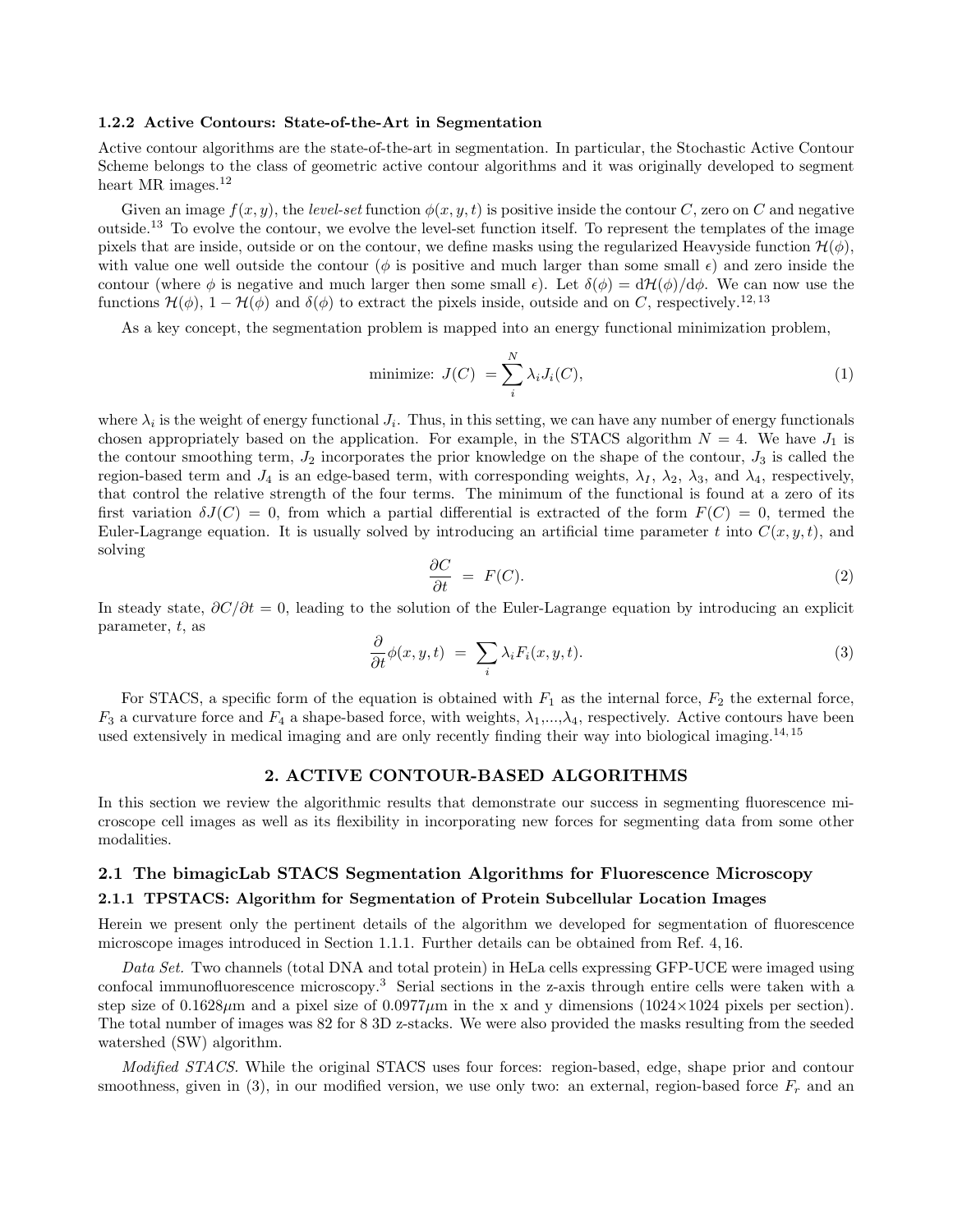### 1.2.2 Active Contours: State-of-the-Art in Segmentation

Active contour algorithms are the state-of-the-art in segmentation. In particular, the Stochastic Active Contour Scheme belongs to the class of geometric active contour algorithms and it was originally developed to segment heart MR images.[12]

Given an image $f(x,y)$, the *level-set* function $\phi(x,y,t)$ is positive inside the contour $C$, zero on $C$ and negative outside.[13] To evolve the contour, we evolve the level-set function itself. To represent the templates of the image pixels that are inside, outside or on the contour, we define masks using the regularized Heavyside function $\mathcal{H}(\phi)$, with value one well outside the contour ($\phi$ is positive and much larger than some small $\epsilon$) and zero inside the contour (where $\phi$ is negative and much larger then some small $\epsilon$). Let $\delta(\phi) = \mathrm{d}\mathcal{H}(\phi)/\mathrm{d}\phi$. We can now use the functions $\mathcal{H}(\phi)$, $1 - \mathcal{H}(\phi)$ and $\delta(\phi)$ to extract the pixels inside, outside and on $C$, respectively.[12,13]

As a key concept, the segmentation problem is mapped into an energy functional minimization problem,

$$\text{minimize: } J(C) = \sum_{i}^{N} \lambda_i J_i(C), \tag{1}$$

where $\lambda_i$ is the weight of energy functional $J_i$. Thus, in this setting, we can have any number of energy functionals chosen appropriately based on the application. For example, in the STACS algorithm $N = 4$. We have $J_1$ is the contour smoothing term, $J_2$ incorporates the prior knowledge on the shape of the contour, $J_3$ is called the region-based term and $J_4$ is an edge-based term, with corresponding weights, $\lambda_I$, $\lambda_2$, $\lambda_3$, and $\lambda_4$, respectively, that control the relative strength of the four terms. The minimum of the functional is found at a zero of its first variation $\delta J(C) = 0$, from which a partial differential is extracted of the form $F(C) = 0$, termed the Euler-Lagrange equation. It is usually solved by introducing an artificial time parameter $t$ into $C(x,y,t)$, and solving

$$\frac{\partial C}{\partial t} = F(C). \tag{2}$$

In steady state, $\partial C/\partial t = 0$, leading to the solution of the Euler-Lagrange equation by introducing an explicit parameter, $t$, as

$$\frac{\partial}{\partial t}\phi(x,y,t) = \sum_{i} \lambda_i F_i(x,y,t). \tag{3}$$

For STACS, a specific form of the equation is obtained with $F_1$ as the internal force, $F_2$ the external force, $F_3$ a curvature force and $F_4$ a shape-based force, with weights, $\lambda_1$,...,$\lambda_4$, respectively. Active contours have been used extensively in medical imaging and are only recently finding their way into biological imaging.[14,15]

# 2. ACTIVE CONTOUR-BASED ALGORITHMS

In this section we review the algorithmic results that demonstrate our success in segmenting fluorescence microscope cell images as well as its flexibility in incorporating new forces for segmenting data from some other modalities.

## 2.1 The bimagicLab STACS Segmentation Algorithms for Fluorescence Microscopy

### 2.1.1 TPSTACS: Algorithm for Segmentation of Protein Subcellular Location Images

Herein we present only the pertinent details of the algorithm we developed for segmentation of fluorescence microscope images introduced in Section 1.1.1. Further details can be obtained from Ref. 4, 16.

*Data Set.* Two channels (total DNA and total protein) in HeLa cells expressing GFP-UCE were imaged using confocal immunofluorescence microscopy.[3] Serial sections in the z-axis through entire cells were taken with a step size of 0.1628$\mu$m and a pixel size of 0.0977$\mu$m in the x and y dimensions (1024×1024 pixels per section). The total number of images was 82 for 8 3D z-stacks. We were also provided the masks resulting from the seeded watershed (SW) algorithm.

*Modified STACS.* While the original STACS uses four forces: region-based, edge, shape prior and contour smoothness, given in (3), in our modified version, we use only two: an external, region-based force $F_r$ and an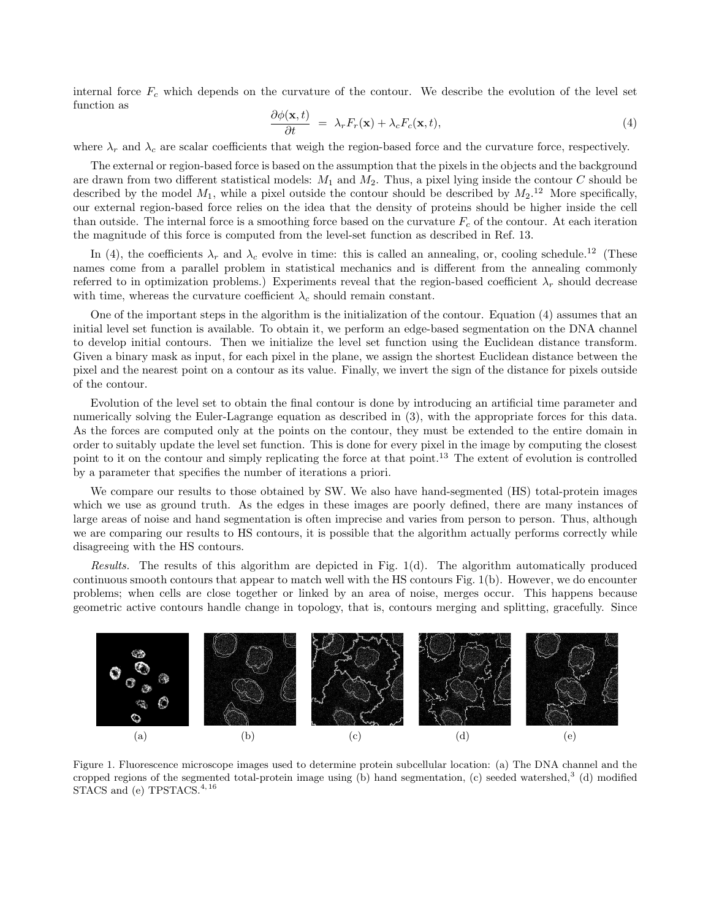internal force $F_c$ which depends on the curvature of the contour. We describe the evolution of the level set function as

$$\frac{\partial \phi(\mathbf{x}, t)}{\partial t} = \lambda_r F_r(\mathbf{x}) + \lambda_c F_c(\mathbf{x}, t), \tag{4}$$

where $\lambda_r$ and $\lambda_c$ are scalar coefficients that weigh the region-based force and the curvature force, respectively.

The external or region-based force is based on the assumption that the pixels in the objects and the background are drawn from two different statistical models: $M_1$ and $M_2$. Thus, a pixel lying inside the contour $C$ should be described by the model $M_1$, while a pixel outside the contour should be described by $M_2$.[12] More specifically, our external region-based force relies on the idea that the density of proteins should be higher inside the cell than outside. The internal force is a smoothing force based on the curvature $F_c$ of the contour. At each iteration the magnitude of this force is computed from the level-set function as described in Ref. 13.

In (4), the coefficients $\lambda_r$ and $\lambda_c$ evolve in time: this is called an annealing, or, cooling schedule.[12] (These names come from a parallel problem in statistical mechanics and is different from the annealing commonly referred to in optimization problems.) Experiments reveal that the region-based coefficient $\lambda_r$ should decrease with time, whereas the curvature coefficient $\lambda_c$ should remain constant.

One of the important steps in the algorithm is the initialization of the contour. Equation (4) assumes that an initial level set function is available. To obtain it, we perform an edge-based segmentation on the DNA channel to develop initial contours. Then we initialize the level set function using the Euclidean distance transform. Given a binary mask as input, for each pixel in the plane, we assign the shortest Euclidean distance between the pixel and the nearest point on a contour as its value. Finally, we invert the sign of the distance for pixels outside of the contour.

Evolution of the level set to obtain the final contour is done by introducing an artificial time parameter and numerically solving the Euler-Lagrange equation as described in (3), with the appropriate forces for this data. As the forces are computed only at the points on the contour, they must be extended to the entire domain in order to suitably update the level set function. This is done for every pixel in the image by computing the closest point to it on the contour and simply replicating the force at that point.[13] The extent of evolution is controlled by a parameter that specifies the number of iterations a priori.

We compare our results to those obtained by SW. We also have hand-segmented (HS) total-protein images which we use as ground truth. As the edges in these images are poorly defined, there are many instances of large areas of noise and hand segmentation is often imprecise and varies from person to person. Thus, although we are comparing our results to HS contours, it is possible that the algorithm actually performs correctly while disagreeing with the HS contours.

*Results.* The results of this algorithm are depicted in Fig. 1(d). The algorithm automatically produced continuous smooth contours that appear to match well with the HS contours Fig. 1(b). However, we do encounter problems; when cells are close together or linked by an area of noise, merges occur. This happens because geometric active contours handle change in topology, that is, contours merging and splitting, gracefully. Since

(a) (b) (c) (d) (e)

Figure 1. Fluorescence microscope images used to determine protein subcellular location: (a) The DNA channel and the cropped regions of the segmented total-protein image using (b) hand segmentation, (c) seeded watershed,[3] (d) modified STACS and (e) TPSTACS.[4,16]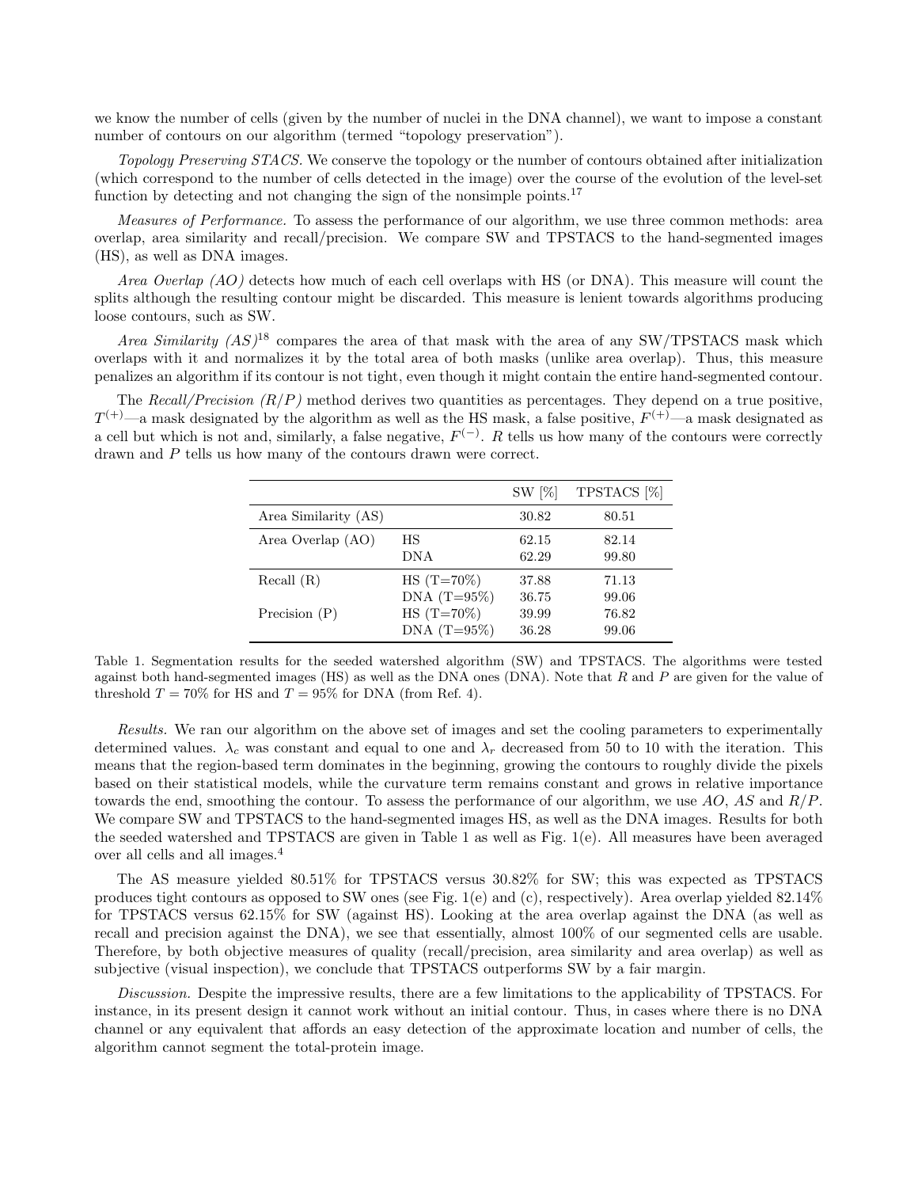we know the number of cells (given by the number of nuclei in the DNA channel), we want to impose a constant number of contours on our algorithm (termed "topology preservation").

*Topology Preserving STACS.* We conserve the topology or the number of contours obtained after initialization (which correspond to the number of cells detected in the image) over the course of the evolution of the level-set function by detecting and not changing the sign of the nonsimple points.[17]

*Measures of Performance.* To assess the performance of our algorithm, we use three common methods: area overlap, area similarity and recall/precision. We compare SW and TPSTACS to the hand-segmented images (HS), as well as DNA images.

*Area Overlap (AO)* detects how much of each cell overlaps with HS (or DNA). This measure will count the splits although the resulting contour might be discarded. This measure is lenient towards algorithms producing loose contours, such as SW.

*Area Similarity (AS)*[18] compares the area of that mask with the area of any SW/TPSTACS mask which overlaps with it and normalizes it by the total area of both masks (unlike area overlap). Thus, this measure penalizes an algorithm if its contour is not tight, even though it might contain the entire hand-segmented contour.

The *Recall/Precision (R/P)* method derives two quantities as percentages. They depend on a true positive, $T^{(+)}$—a mask designated by the algorithm as well as the HS mask, a false positive, $F^{(+)}$—a mask designated as a cell but which is not and, similarly, a false negative, $F^{(-)}$. $R$ tells us how many of the contours were correctly drawn and $P$ tells us how many of the contours drawn were correct.

| | | SW [%] | TPSTACS [%] |
|---|---|---|---|
| Area Similarity (AS) | | 30.82 | 80.51 |
| Area Overlap (AO) | HS | 62.15 | 82.14 |
| | DNA | 62.29 | 99.80 |
| Recall (R) | HS (T=70%) | 37.88 | 71.13 |
| | DNA (T=95%) | 36.75 | 99.06 |
| Precision (P) | HS (T=70%) | 39.99 | 76.82 |
| | DNA (T=95%) | 36.28 | 99.06 |

Table 1. Segmentation results for the seeded watershed algorithm (SW) and TPSTACS. The algorithms were tested against both hand-segmented images (HS) as well as the DNA ones (DNA). Note that $R$ and $P$ are given for the value of threshold $T = 70\%$ for HS and $T = 95\%$ for DNA (from Ref. 4).

*Results.* We ran our algorithm on the above set of images and set the cooling parameters to experimentally determined values. $\lambda_c$ was constant and equal to one and $\lambda_r$ decreased from 50 to 10 with the iteration. This means that the region-based term dominates in the beginning, growing the contours to roughly divide the pixels based on their statistical models, while the curvature term remains constant and grows in relative importance towards the end, smoothing the contour. To assess the performance of our algorithm, we use $AO$, $AS$ and $R/P$. We compare SW and TPSTACS to the hand-segmented images HS, as well as the DNA images. Results for both the seeded watershed and TPSTACS are given in Table 1 as well as Fig. 1(e). All measures have been averaged over all cells and all images.[4]

The AS measure yielded 80.51% for TPSTACS versus 30.82% for SW; this was expected as TPSTACS produces tight contours as opposed to SW ones (see Fig. 1(e) and (c), respectively). Area overlap yielded 82.14% for TPSTACS versus 62.15% for SW (against HS). Looking at the area overlap against the DNA (as well as recall and precision against the DNA), we see that essentially, almost 100% of our segmented cells are usable. Therefore, by both objective measures of quality (recall/precision, area similarity and area overlap) as well as subjective (visual inspection), we conclude that TPSTACS outperforms SW by a fair margin.

*Discussion.* Despite the impressive results, there are a few limitations to the applicability of TPSTACS. For instance, in its present design it cannot work without an initial contour. Thus, in cases where there is no DNA channel or any equivalent that affords an easy detection of the approximate location and number of cells, the algorithm cannot segment the total-protein image.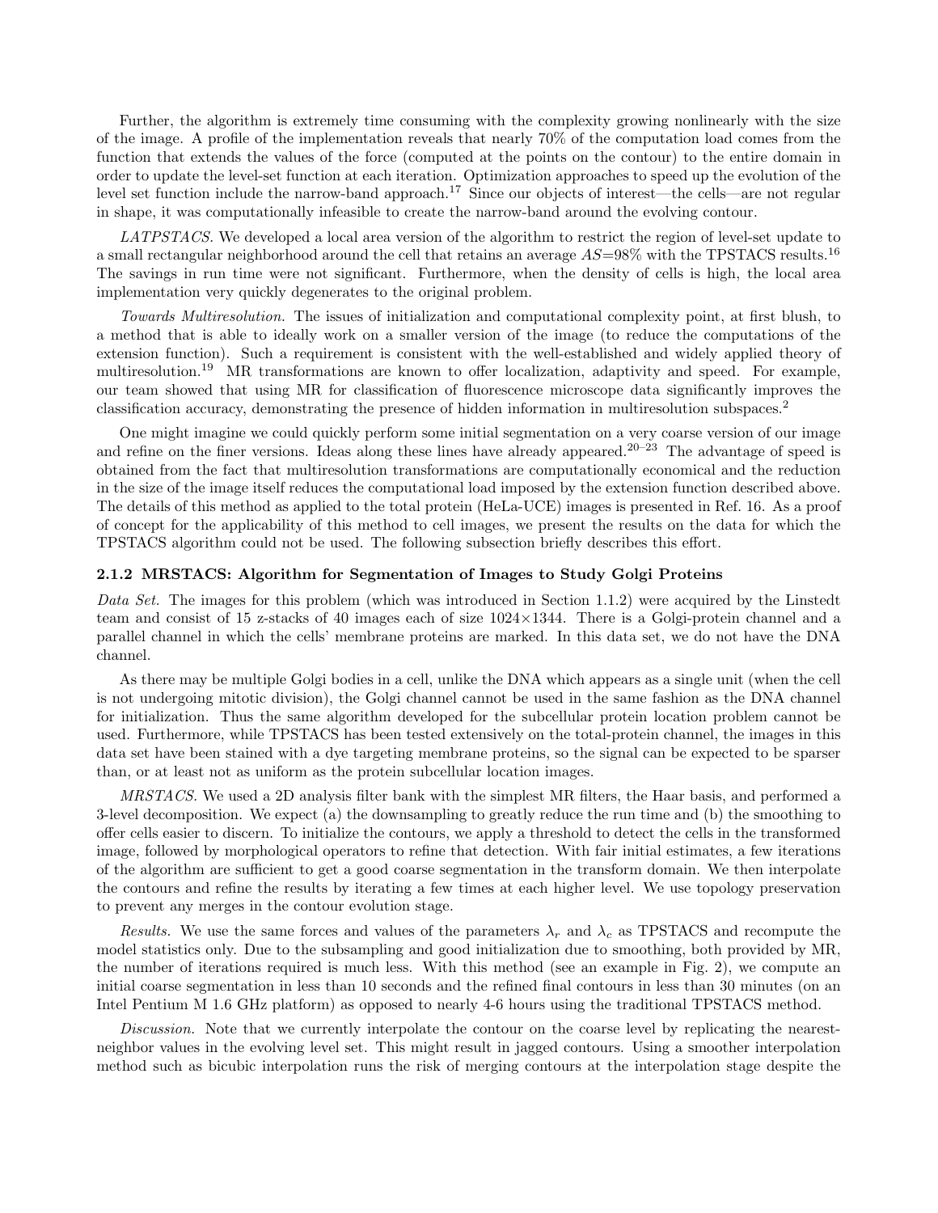Further, the algorithm is extremely time consuming with the complexity growing nonlinearly with the size of the image. A profile of the implementation reveals that nearly 70% of the computation load comes from the function that extends the values of the force (computed at the points on the contour) to the entire domain in order to update the level-set function at each iteration. Optimization approaches to speed up the evolution of the level set function include the narrow-band approach.[17] Since our objects of interest—the cells—are not regular in shape, it was computationally infeasible to create the narrow-band around the evolving contour.

*LATPSTACS.* We developed a local area version of the algorithm to restrict the region of level-set update to a small rectangular neighborhood around the cell that retains an average $AS$=98% with the TPSTACS results.[16] The savings in run time were not significant. Furthermore, when the density of cells is high, the local area implementation very quickly degenerates to the original problem.

*Towards Multiresolution.* The issues of initialization and computational complexity point, at first blush, to a method that is able to ideally work on a smaller version of the image (to reduce the computations of the extension function). Such a requirement is consistent with the well-established and widely applied theory of multiresolution.[19] MR transformations are known to offer localization, adaptivity and speed. For example, our team showed that using MR for classification of fluorescence microscope data significantly improves the classification accuracy, demonstrating the presence of hidden information in multiresolution subspaces.[2]

One might imagine we could quickly perform some initial segmentation on a very coarse version of our image and refine on the finer versions. Ideas along these lines have already appeared.[20–23] The advantage of speed is obtained from the fact that multiresolution transformations are computationally economical and the reduction in the size of the image itself reduces the computational load imposed by the extension function described above. The details of this method as applied to the total protein (HeLa-UCE) images is presented in Ref. 16. As a proof of concept for the applicability of this method to cell images, we present the results on the data for which the TPSTACS algorithm could not be used. The following subsection briefly describes this effort.

### 2.1.2 MRSTACS: Algorithm for Segmentation of Images to Study Golgi Proteins

*Data Set.* The images for this problem (which was introduced in Section 1.1.2) were acquired by the Linstedt team and consist of 15 z-stacks of 40 images each of size 1024×1344. There is a Golgi-protein channel and a parallel channel in which the cells' membrane proteins are marked. In this data set, we do not have the DNA channel.

As there may be multiple Golgi bodies in a cell, unlike the DNA which appears as a single unit (when the cell is not undergoing mitotic division), the Golgi channel cannot be used in the same fashion as the DNA channel for initialization. Thus the same algorithm developed for the subcellular protein location problem cannot be used. Furthermore, while TPSTACS has been tested extensively on the total-protein channel, the images in this data set have been stained with a dye targeting membrane proteins, so the signal can be expected to be sparser than, or at least not as uniform as the protein subcellular location images.

*MRSTACS.* We used a 2D analysis filter bank with the simplest MR filters, the Haar basis, and performed a 3-level decomposition. We expect (a) the downsampling to greatly reduce the run time and (b) the smoothing to offer cells easier to discern. To initialize the contours, we apply a threshold to detect the cells in the transformed image, followed by morphological operators to refine that detection. With fair initial estimates, a few iterations of the algorithm are sufficient to get a good coarse segmentation in the transform domain. We then interpolate the contours and refine the results by iterating a few times at each higher level. We use topology preservation to prevent any merges in the contour evolution stage.

*Results.* We use the same forces and values of the parameters $\lambda_r$ and $\lambda_c$ as TPSTACS and recompute the model statistics only. Due to the subsampling and good initialization due to smoothing, both provided by MR, the number of iterations required is much less. With this method (see an example in Fig. 2), we compute an initial coarse segmentation in less than 10 seconds and the refined final contours in less than 30 minutes (on an Intel Pentium M 1.6 GHz platform) as opposed to nearly 4-6 hours using the traditional TPSTACS method.

*Discussion.* Note that we currently interpolate the contour on the coarse level by replicating the nearest-neighbor values in the evolving level set. This might result in jagged contours. Using a smoother interpolation method such as bicubic interpolation runs the risk of merging contours at the interpolation stage despite the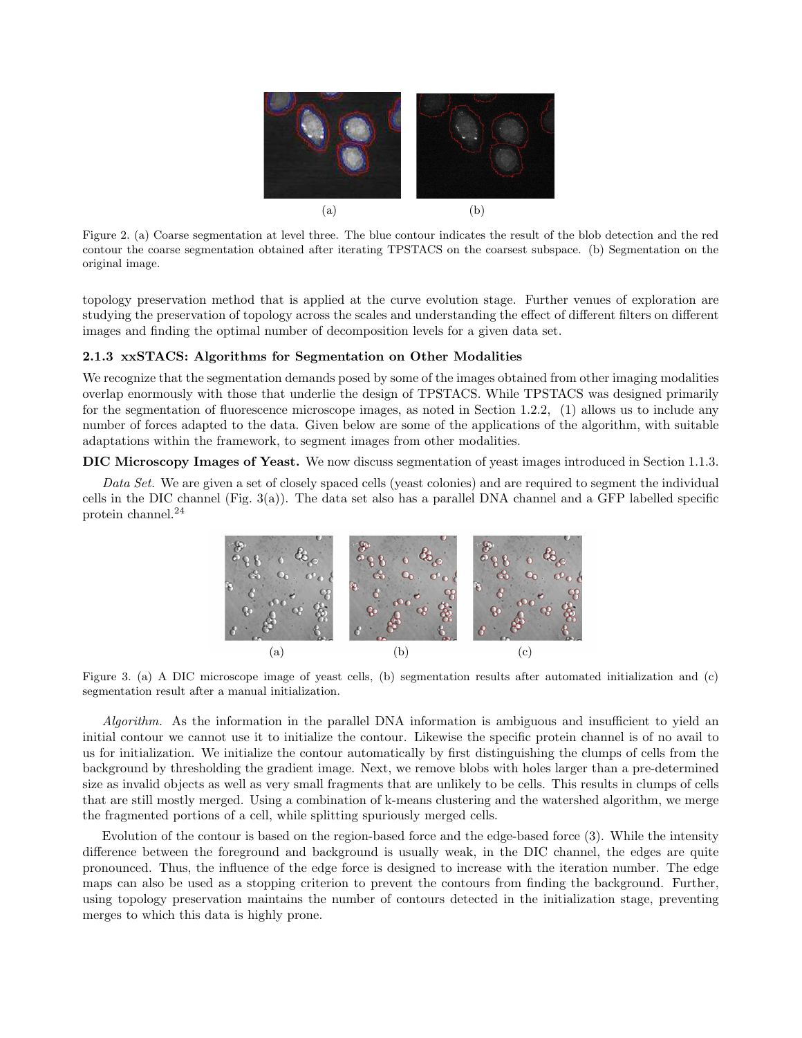(a) (b)

Figure 2. (a) Coarse segmentation at level three. The blue contour indicates the result of the blob detection and the red contour the coarse segmentation obtained after iterating TPSTACS on the coarsest subspace. (b) Segmentation on the original image.

topology preservation method that is applied at the curve evolution stage. Further venues of exploration are studying the preservation of topology across the scales and understanding the effect of different filters on different images and finding the optimal number of decomposition levels for a given data set.

### 2.1.3 xxSTACS: Algorithms for Segmentation on Other Modalities

We recognize that the segmentation demands posed by some of the images obtained from other imaging modalities overlap enormously with those that underlie the design of TPSTACS. While TPSTACS was designed primarily for the segmentation of fluorescence microscope images, as noted in Section 1.2.2, (1) allows us to include any number of forces adapted to the data. Given below are some of the applications of the algorithm, with suitable adaptations within the framework, to segment images from other modalities.

**DIC Microscopy Images of Yeast.** We now discuss segmentation of yeast images introduced in Section 1.1.3.

*Data Set.* We are given a set of closely spaced cells (yeast colonies) and are required to segment the individual cells in the DIC channel (Fig. 3(a)). The data set also has a parallel DNA channel and a GFP labelled specific protein channel.[24]

(a) (b) (c)

Figure 3. (a) A DIC microscope image of yeast cells, (b) segmentation results after automated initialization and (c) segmentation result after a manual initialization.

*Algorithm.* As the information in the parallel DNA information is ambiguous and insufficient to yield an initial contour we cannot use it to initialize the contour. Likewise the specific protein channel is of no avail to us for initialization. We initialize the contour automatically by first distinguishing the clumps of cells from the background by thresholding the gradient image. Next, we remove blobs with holes larger than a pre-determined size as invalid objects as well as very small fragments that are unlikely to be cells. This results in clumps of cells that are still mostly merged. Using a combination of k-means clustering and the watershed algorithm, we merge the fragmented portions of a cell, while splitting spuriously merged cells.

Evolution of the contour is based on the region-based force and the edge-based force (3). While the intensity difference between the foreground and background is usually weak, in the DIC channel, the edges are quite pronounced. Thus, the influence of the edge force is designed to increase with the iteration number. The edge maps can also be used as a stopping criterion to prevent the contours from finding the background. Further, using topology preservation maintains the number of contours detected in the initialization stage, preventing merges to which this data is highly prone.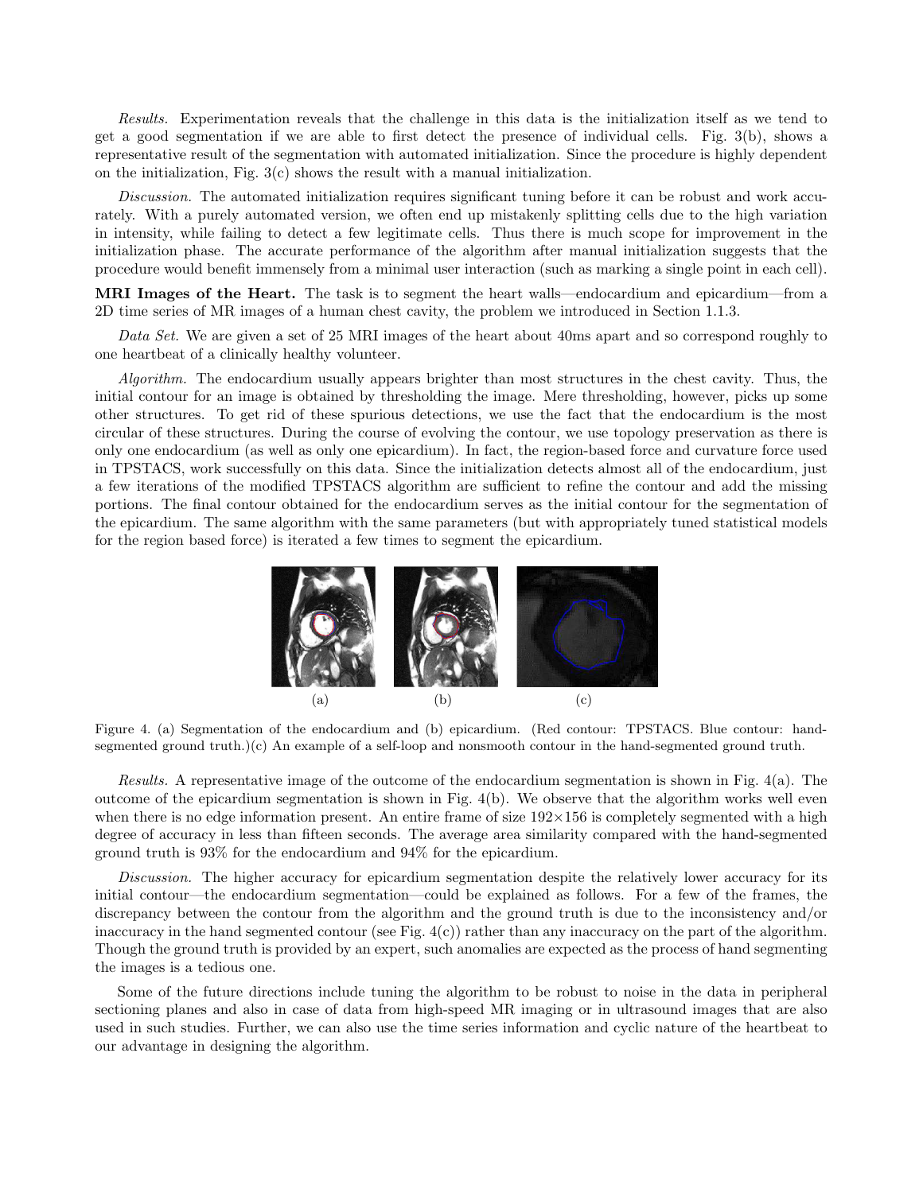*Results.* Experimentation reveals that the challenge in this data is the initialization itself as we tend to get a good segmentation if we are able to first detect the presence of individual cells. Fig. 3(b), shows a representative result of the segmentation with automated initialization. Since the procedure is highly dependent on the initialization, Fig. 3(c) shows the result with a manual initialization.

*Discussion.* The automated initialization requires significant tuning before it can be robust and work accurately. With a purely automated version, we often end up mistakenly splitting cells due to the high variation in intensity, while failing to detect a few legitimate cells. Thus there is much scope for improvement in the initialization phase. The accurate performance of the algorithm after manual initialization suggests that the procedure would benefit immensely from a minimal user interaction (such as marking a single point in each cell).

**MRI Images of the Heart.** The task is to segment the heart walls—endocardium and epicardium—from a 2D time series of MR images of a human chest cavity, the problem we introduced in Section 1.1.3.

*Data Set.* We are given a set of 25 MRI images of the heart about 40ms apart and so correspond roughly to one heartbeat of a clinically healthy volunteer.

*Algorithm.* The endocardium usually appears brighter than most structures in the chest cavity. Thus, the initial contour for an image is obtained by thresholding the image. Mere thresholding, however, picks up some other structures. To get rid of these spurious detections, we use the fact that the endocardium is the most circular of these structures. During the course of evolving the contour, we use topology preservation as there is only one endocardium (as well as only one epicardium). In fact, the region-based force and curvature force used in TPSTACS, work successfully on this data. Since the initialization detects almost all of the endocardium, just a few iterations of the modified TPSTACS algorithm are sufficient to refine the contour and add the missing portions. The final contour obtained for the endocardium serves as the initial contour for the segmentation of the epicardium. The same algorithm with the same parameters (but with appropriately tuned statistical models for the region based force) is iterated a few times to segment the epicardium.

(a) (b) (c)

Figure 4. (a) Segmentation of the endocardium and (b) epicardium. (Red contour: TPSTACS. Blue contour: hand-segmented ground truth.)(c) An example of a self-loop and nonsmooth contour in the hand-segmented ground truth.

*Results.* A representative image of the outcome of the endocardium segmentation is shown in Fig. 4(a). The outcome of the epicardium segmentation is shown in Fig. 4(b). We observe that the algorithm works well even when there is no edge information present. An entire frame of size $192\times156$ is completely segmented with a high degree of accuracy in less than fifteen seconds. The average area similarity compared with the hand-segmented ground truth is 93% for the endocardium and 94% for the epicardium.

*Discussion.* The higher accuracy for epicardium segmentation despite the relatively lower accuracy for its initial contour—the endocardium segmentation—could be explained as follows. For a few of the frames, the discrepancy between the contour from the algorithm and the ground truth is due to the inconsistency and/or inaccuracy in the hand segmented contour (see Fig. 4(c)) rather than any inaccuracy on the part of the algorithm. Though the ground truth is provided by an expert, such anomalies are expected as the process of hand segmenting the images is a tedious one.

Some of the future directions include tuning the algorithm to be robust to noise in the data in peripheral sectioning planes and also in case of data from high-speed MR imaging or in ultrasound images that are also used in such studies. Further, we can also use the time series information and cyclic nature of the heartbeat to our advantage in designing the algorithm.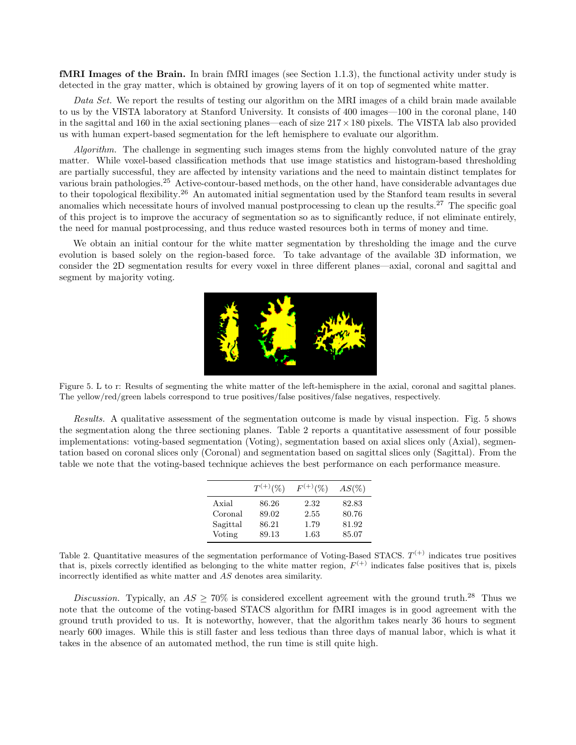**fMRI Images of the Brain.** In brain fMRI images (see Section 1.1.3), the functional activity under study is detected in the gray matter, which is obtained by growing layers of it on top of segmented white matter.

*Data Set.* We report the results of testing our algorithm on the MRI images of a child brain made available to us by the VISTA laboratory at Stanford University. It consists of 400 images—100 in the coronal plane, 140 in the sagittal and 160 in the axial sectioning planes—each of size $217 \times 180$ pixels. The VISTA lab also provided us with human expert-based segmentation for the left hemisphere to evaluate our algorithm.

*Algorithm.* The challenge in segmenting such images stems from the highly convoluted nature of the gray matter. While voxel-based classification methods that use image statistics and histogram-based thresholding are partially successful, they are affected by intensity variations and the need to maintain distinct templates for various brain pathologies.[25] Active-contour-based methods, on the other hand, have considerable advantages due to their topological flexibility.[26] An automated initial segmentation used by the Stanford team results in several anomalies which necessitate hours of involved manual postprocessing to clean up the results.[27] The specific goal of this project is to improve the accuracy of segmentation so as to significantly reduce, if not eliminate entirely, the need for manual postprocessing, and thus reduce wasted resources both in terms of money and time.

We obtain an initial contour for the white matter segmentation by thresholding the image and the curve evolution is based solely on the region-based force. To take advantage of the available 3D information, we consider the 2D segmentation results for every voxel in three different planes—axial, coronal and sagittal and segment by majority voting.

Figure 5. L to r: Results of segmenting the white matter of the left-hemisphere in the axial, coronal and sagittal planes. The yellow/red/green labels correspond to true positives/false positives/false negatives, respectively.

*Results.* A qualitative assessment of the segmentation outcome is made by visual inspection. Fig. 5 shows the segmentation along the three sectioning planes. Table 2 reports a quantitative assessment of four possible implementations: voting-based segmentation (Voting), segmentation based on axial slices only (Axial), segmentation based on coronal slices only (Coronal) and segmentation based on sagittal slices only (Sagittal). From the table we note that the voting-based technique achieves the best performance on each performance measure.

| | $T^{(+)}(\%)$ | $F^{(+)}(\%)$ | $AS(\%)$ |
|---|---|---|---|
| Axial | 86.26 | 2.32 | 82.83 |
| Coronal | 89.02 | 2.55 | 80.76 |
| Sagittal | 86.21 | 1.79 | 81.92 |
| Voting | 89.13 | 1.63 | 85.07 |

Table 2. Quantitative measures of the segmentation performance of Voting-Based STACS. $T^{(+)}$ indicates true positives that is, pixels correctly identified as belonging to the white matter region, $F^{(+)}$ indicates false positives that is, pixels incorrectly identified as white matter and $AS$ denotes area similarity.

*Discussion.* Typically, an $AS \geq 70\%$ is considered excellent agreement with the ground truth.[28] Thus we note that the outcome of the voting-based STACS algorithm for fMRI images is in good agreement with the ground truth provided to us. It is noteworthy, however, that the algorithm takes nearly 36 hours to segment nearly 600 images. While this is still faster and less tedious than three days of manual labor, which is what it takes in the absence of an automated method, the run time is still quite high.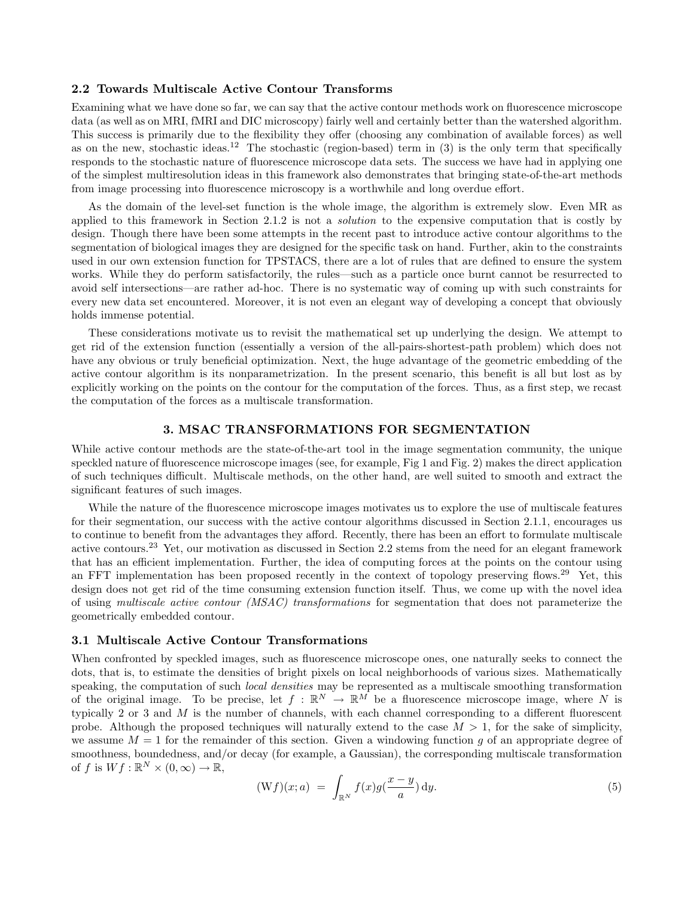### 2.2 Towards Multiscale Active Contour Transforms

Examining what we have done so far, we can say that the active contour methods work on fluorescence microscope data (as well as on MRI, fMRI and DIC microscopy) fairly well and certainly better than the watershed algorithm. This success is primarily due to the flexibility they offer (choosing any combination of available forces) as well as on the new, stochastic ideas.[12] The stochastic (region-based) term in (3) is the only term that specifically responds to the stochastic nature of fluorescence microscope data sets. The success we have had in applying one of the simplest multiresolution ideas in this framework also demonstrates that bringing state-of-the-art methods from image processing into fluorescence microscopy is a worthwhile and long overdue effort.

As the domain of the level-set function is the whole image, the algorithm is extremely slow. Even MR as applied to this framework in Section 2.1.2 is not a *solution* to the expensive computation that is costly by design. Though there have been some attempts in the recent past to introduce active contour algorithms to the segmentation of biological images they are designed for the specific task on hand. Further, akin to the constraints used in our own extension function for TPSTACS, there are a lot of rules that are defined to ensure the system works. While they do perform satisfactorily, the rules—such as a particle once burnt cannot be resurrected to avoid self intersections—are rather ad-hoc. There is no systematic way of coming up with such constraints for every new data set encountered. Moreover, it is not even an elegant way of developing a concept that obviously holds immense potential.

These considerations motivate us to revisit the mathematical set up underlying the design. We attempt to get rid of the extension function (essentially a version of the all-pairs-shortest-path problem) which does not have any obvious or truly beneficial optimization. Next, the huge advantage of the geometric embedding of the active contour algorithm is its nonparametrization. In the present scenario, this benefit is all but lost as by explicitly working on the points on the contour for the computation of the forces. Thus, as a first step, we recast the computation of the forces as a multiscale transformation.

## 3. MSAC TRANSFORMATIONS FOR SEGMENTATION

While active contour methods are the state-of-the-art tool in the image segmentation community, the unique speckled nature of fluorescence microscope images (see, for example, Fig 1 and Fig. 2) makes the direct application of such techniques difficult. Multiscale methods, on the other hand, are well suited to smooth and extract the significant features of such images.

While the nature of the fluorescence microscope images motivates us to explore the use of multiscale features for their segmentation, our success with the active contour algorithms discussed in Section 2.1.1, encourages us to continue to benefit from the advantages they afford. Recently, there has been an effort to formulate multiscale active contours.[23] Yet, our motivation as discussed in Section 2.2 stems from the need for an elegant framework that has an efficient implementation. Further, the idea of computing forces at the points on the contour using an FFT implementation has been proposed recently in the context of topology preserving flows.[29] Yet, this design does not get rid of the time consuming extension function itself. Thus, we come up with the novel idea of using *multiscale active contour (MSAC) transformations* for segmentation that does not parameterize the geometrically embedded contour.

### 3.1 Multiscale Active Contour Transformations

When confronted by speckled images, such as fluorescence microscope ones, one naturally seeks to connect the dots, that is, to estimate the densities of bright pixels on local neighborhoods of various sizes. Mathematically speaking, the computation of such *local densities* may be represented as a multiscale smoothing transformation of the original image. To be precise, let $f : \mathbb{R}^N \to \mathbb{R}^M$ be a fluorescence microscope image, where $N$ is typically 2 or 3 and $M$ is the number of channels, with each channel corresponding to a different fluorescent probe. Although the proposed techniques will naturally extend to the case $M > 1$, for the sake of simplicity, we assume $M = 1$ for the remainder of this section. Given a windowing function $g$ of an appropriate degree of smoothness, boundedness, and/or decay (for example, a Gaussian), the corresponding multiscale transformation of $f$ is $Wf : \mathbb{R}^N \times (0, \infty) \to \mathbb{R}$,

$$(\mathrm{W}f)(x; a) \;=\; \int_{\mathbb{R}^N} f(x) g(\frac{x-y}{a})\, \mathrm{d}y. \tag{5}$$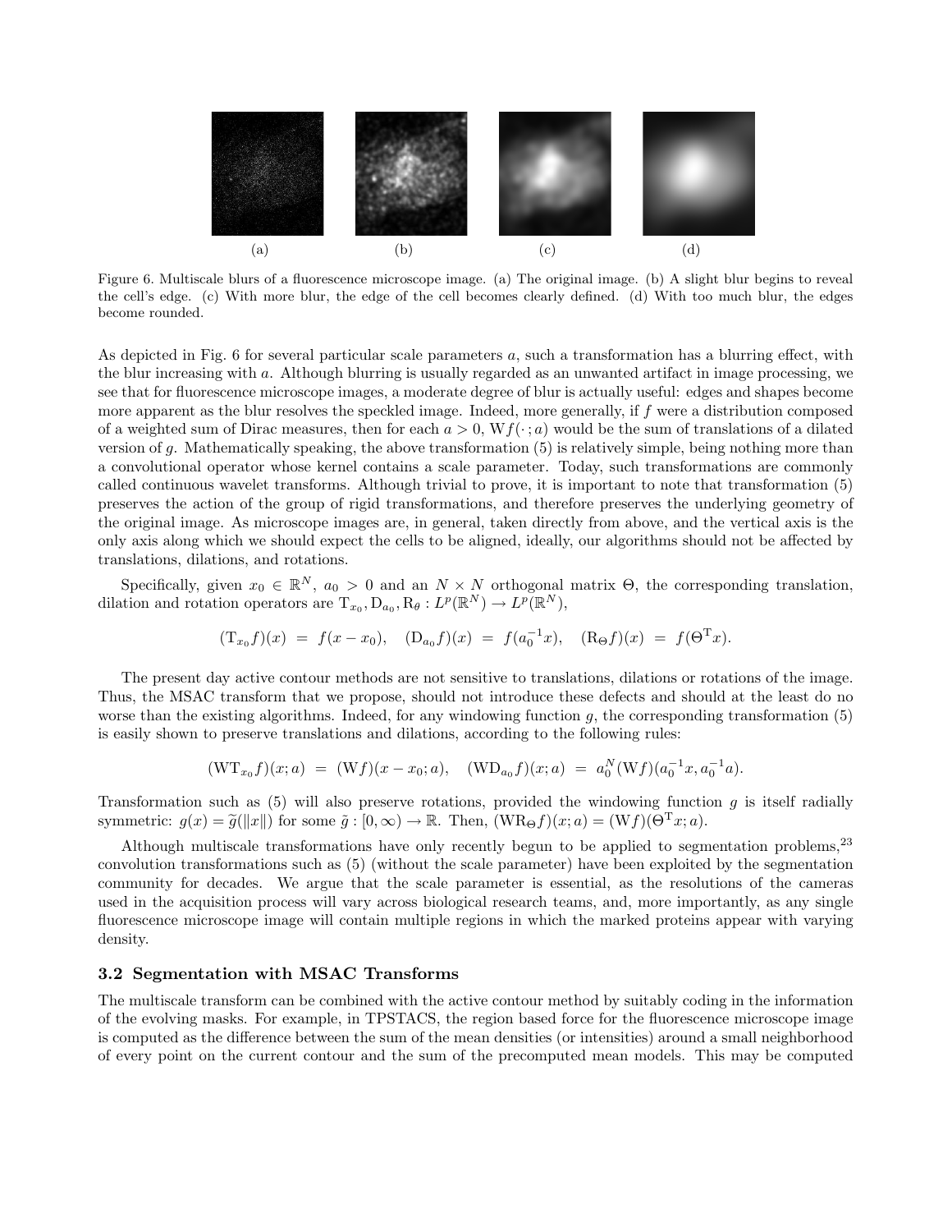(a) (b) (c) (d)

Figure 6. Multiscale blurs of a fluorescence microscope image. (a) The original image. (b) A slight blur begins to reveal the cell's edge. (c) With more blur, the edge of the cell becomes clearly defined. (d) With too much blur, the edges become rounded.

As depicted in Fig. 6 for several particular scale parameters $a$, such a transformation has a blurring effect, with the blur increasing with $a$. Although blurring is usually regarded as an unwanted artifact in image processing, we see that for fluorescence microscope images, a moderate degree of blur is actually useful: edges and shapes become more apparent as the blur resolves the speckled image. Indeed, more generally, if $f$ were a distribution composed of a weighted sum of Dirac measures, then for each $a > 0$, $\mathrm{W}f(\cdot\,;a)$ would be the sum of translations of a dilated version of $g$. Mathematically speaking, the above transformation (5) is relatively simple, being nothing more than a convolutional operator whose kernel contains a scale parameter. Today, such transformations are commonly called continuous wavelet transforms. Although trivial to prove, it is important to note that transformation (5) preserves the action of the group of rigid transformations, and therefore preserves the underlying geometry of the original image. As microscope images are, in general, taken directly from above, and the vertical axis is the only axis along which we should expect the cells to be aligned, ideally, our algorithms should not be affected by translations, dilations, and rotations.

Specifically, given $x_0 \in \mathbb{R}^N$, $a_0 > 0$ and an $N \times N$ orthogonal matrix $\Theta$, the corresponding translation, dilation and rotation operators are $\mathrm{T}_{x_0}, \mathrm{D}_{a_0}, \mathrm{R}_\theta : L^p(\mathbb{R}^N) \to L^p(\mathbb{R}^N)$,

$$(\mathrm{T}_{x_0} f)(x) \;=\; f(x - x_0), \quad (\mathrm{D}_{a_0} f)(x) \;=\; f(a_0^{-1}x), \quad (\mathrm{R}_\Theta f)(x) \;=\; f(\Theta^{\mathrm{T}} x).$$

The present day active contour methods are not sensitive to translations, dilations or rotations of the image. Thus, the MSAC transform that we propose, should not introduce these defects and should at the least do no worse than the existing algorithms. Indeed, for any windowing function $g$, the corresponding transformation (5) is easily shown to preserve translations and dilations, according to the following rules:

$$(\mathrm{W}\mathrm{T}_{x_0} f)(x;a) \;=\; (\mathrm{W}f)(x - x_0; a), \quad (\mathrm{W}\mathrm{D}_{a_0} f)(x;a) \;=\; a_0^N (\mathrm{W}f)(a_0^{-1}x, a_0^{-1}a).$$

Transformation such as (5) will also preserve rotations, provided the windowing function $g$ is itself radially symmetric: $g(x) = \widetilde{g}(\|x\|)$ for some $\tilde{g} : [0, \infty) \to \mathbb{R}$. Then, $(\mathrm{W}\mathrm{R}_\Theta f)(x;a) = (\mathrm{W}f)(\Theta^{\mathrm{T}} x; a)$.

Although multiscale transformations have only recently begun to be applied to segmentation problems,[23] convolution transformations such as (5) (without the scale parameter) have been exploited by the segmentation community for decades. We argue that the scale parameter is essential, as the resolutions of the cameras used in the acquisition process will vary across biological research teams, and, more importantly, as any single fluorescence microscope image will contain multiple regions in which the marked proteins appear with varying density.

### 3.2 Segmentation with MSAC Transforms

The multiscale transform can be combined with the active contour method by suitably coding in the information of the evolving masks. For example, in TPSTACS, the region based force for the fluorescence microscope image is computed as the difference between the sum of the mean densities (or intensities) around a small neighborhood of every point on the current contour and the sum of the precomputed mean models. This may be computed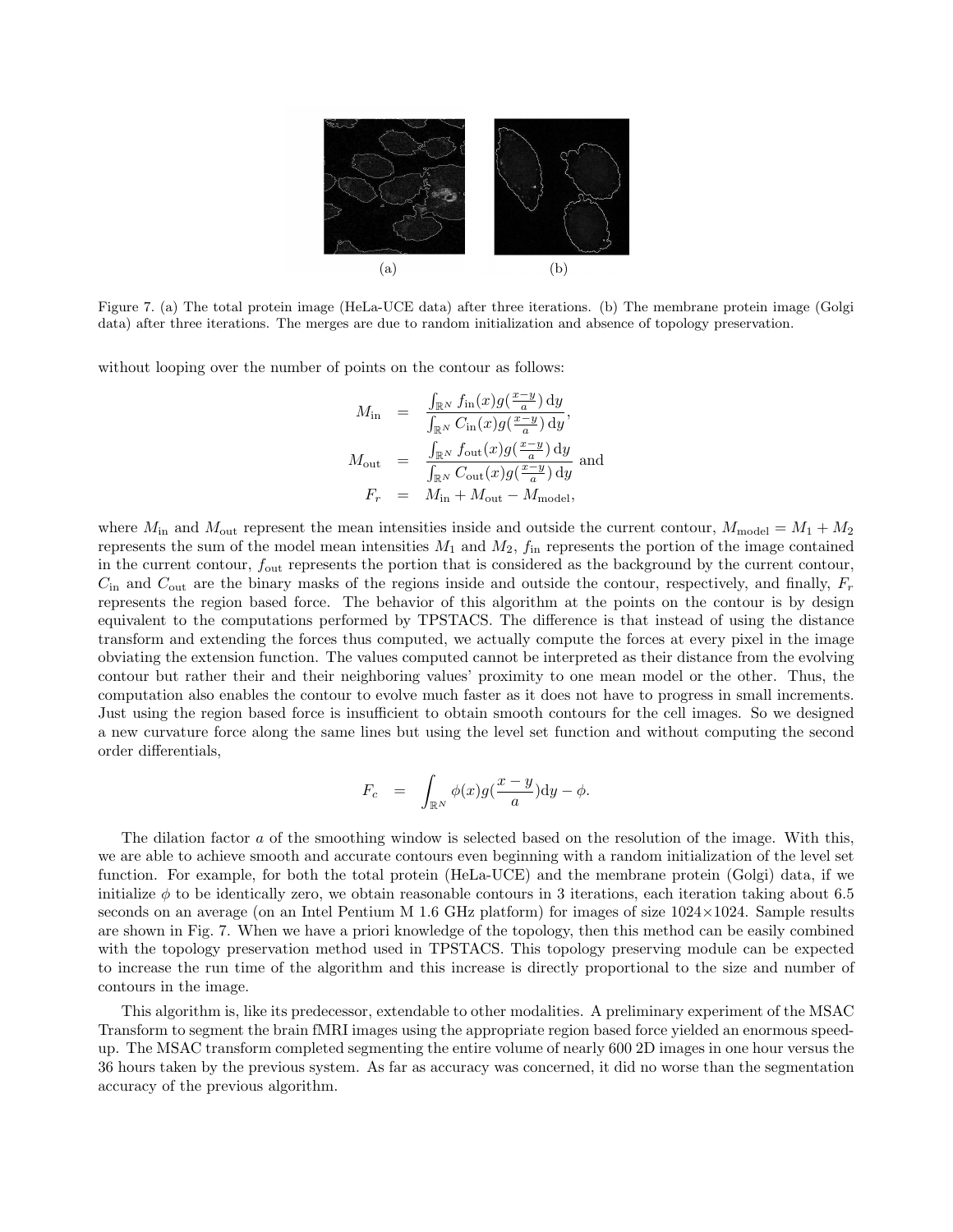(a) (b)

Figure 7. (a) The total protein image (HeLa-UCE data) after three iterations. (b) The membrane protein image (Golgi data) after three iterations. The merges are due to random initialization and absence of topology preservation.

without looping over the number of points on the contour as follows:

$$
\begin{aligned}
M_{\text{in}} &= \frac{\int_{\mathbb{R}^N} f_{\text{in}}(x) g(\frac{x-y}{a})\,\mathrm{d}y}{\int_{\mathbb{R}^N} C_{\text{in}}(x) g(\frac{x-y}{a})\,\mathrm{d}y}, \\
M_{\text{out}} &= \frac{\int_{\mathbb{R}^N} f_{\text{out}}(x) g(\frac{x-y}{a})\,\mathrm{d}y}{\int_{\mathbb{R}^N} C_{\text{out}}(x) g(\frac{x-y}{a})\,\mathrm{d}y} \text{ and} \\
F_r &= M_{\text{in}} + M_{\text{out}} - M_{\text{model}},
\end{aligned}
$$

where $M_{\text{in}}$ and $M_{\text{out}}$ represent the mean intensities inside and outside the current contour, $M_{\text{model}} = M_1 + M_2$ represents the sum of the model mean intensities $M_1$ and $M_2$, $f_{\text{in}}$ represents the portion of the image contained in the current contour, $f_{\text{out}}$ represents the portion that is considered as the background by the current contour, $C_{\text{in}}$ and $C_{\text{out}}$ are the binary masks of the regions inside and outside the contour, respectively, and finally, $F_r$ represents the region based force. The behavior of this algorithm at the points on the contour is by design equivalent to the computations performed by TPSTACS. The difference is that instead of using the distance transform and extending the forces thus computed, we actually compute the forces at every pixel in the image obviating the extension function. The values computed cannot be interpreted as their distance from the evolving contour but rather their and their neighboring values' proximity to one mean model or the other. Thus, the computation also enables the contour to evolve much faster as it does not have to progress in small increments. Just using the region based force is insufficient to obtain smooth contours for the cell images. So we designed a new curvature force along the same lines but using the level set function and without computing the second order differentials,

$$
F_c = \int_{\mathbb{R}^N} \phi(x) g(\frac{x-y}{a})\mathrm{d}y - \phi.
$$

The dilation factor $a$ of the smoothing window is selected based on the resolution of the image. With this, we are able to achieve smooth and accurate contours even beginning with a random initialization of the level set function. For example, for both the total protein (HeLa-UCE) and the membrane protein (Golgi) data, if we initialize $\phi$ to be identically zero, we obtain reasonable contours in 3 iterations, each iteration taking about 6.5 seconds on an average (on an Intel Pentium M 1.6 GHz platform) for images of size 1024×1024. Sample results are shown in Fig. 7. When we have a priori knowledge of the topology, then this method can be easily combined with the topology preservation method used in TPSTACS. This topology preserving module can be expected to increase the run time of the algorithm and this increase is directly proportional to the size and number of contours in the image.

This algorithm is, like its predecessor, extendable to other modalities. A preliminary experiment of the MSAC Transform to segment the brain fMRI images using the appropriate region based force yielded an enormous speed-up. The MSAC transform completed segmenting the entire volume of nearly 600 2D images in one hour versus the 36 hours taken by the previous system. As far as accuracy was concerned, it did no worse than the segmentation accuracy of the previous algorithm.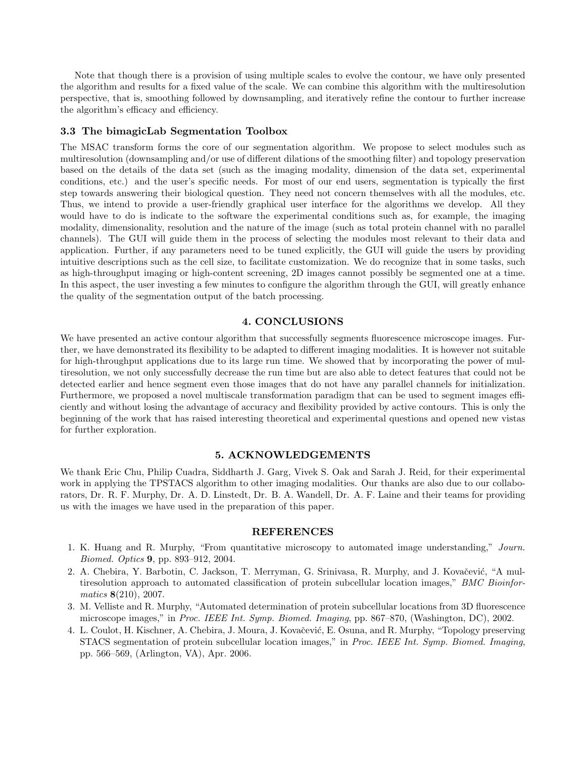Note that though there is a provision of using multiple scales to evolve the contour, we have only presented the algorithm and results for a fixed value of the scale. We can combine this algorithm with the multiresolution perspective, that is, smoothing followed by downsampling, and iteratively refine the contour to further increase the algorithm's efficacy and efficiency.

### 3.3 The bimagicLab Segmentation Toolbox

The MSAC transform forms the core of our segmentation algorithm. We propose to select modules such as multiresolution (downsampling and/or use of different dilations of the smoothing filter) and topology preservation based on the details of the data set (such as the imaging modality, dimension of the data set, experimental conditions, etc.) and the user's specific needs. For most of our end users, segmentation is typically the first step towards answering their biological question. They need not concern themselves with all the modules, etc. Thus, we intend to provide a user-friendly graphical user interface for the algorithms we develop. All they would have to do is indicate to the software the experimental conditions such as, for example, the imaging modality, dimensionality, resolution and the nature of the image (such as total protein channel with no parallel channels). The GUI will guide them in the process of selecting the modules most relevant to their data and application. Further, if any parameters need to be tuned explicitly, the GUI will guide the users by providing intuitive descriptions such as the cell size, to facilitate customization. We do recognize that in some tasks, such as high-throughput imaging or high-content screening, 2D images cannot possibly be segmented one at a time. In this aspect, the user investing a few minutes to configure the algorithm through the GUI, will greatly enhance the quality of the segmentation output of the batch processing.

## 4. CONCLUSIONS

We have presented an active contour algorithm that successfully segments fluorescence microscope images. Further, we have demonstrated its flexibility to be adapted to different imaging modalities. It is however not suitable for high-throughput applications due to its large run time. We showed that by incorporating the power of multiresolution, we not only successfully decrease the run time but are also able to detect features that could not be detected earlier and hence segment even those images that do not have any parallel channels for initialization. Furthermore, we proposed a novel multiscale transformation paradigm that can be used to segment images efficiently and without losing the advantage of accuracy and flexibility provided by active contours. This is only the beginning of the work that has raised interesting theoretical and experimental questions and opened new vistas for further exploration.

## 5. ACKNOWLEDGEMENTS

We thank Eric Chu, Philip Cuadra, Siddharth J. Garg, Vivek S. Oak and Sarah J. Reid, for their experimental work in applying the TPSTACS algorithm to other imaging modalities. Our thanks are also due to our collaborators, Dr. R. F. Murphy, Dr. A. D. Linstedt, Dr. B. A. Wandell, Dr. A. F. Laine and their teams for providing us with the images we have used in the preparation of this paper.

## REFERENCES

1. K. Huang and R. Murphy, "From quantitative microscopy to automated image understanding," *Journ. Biomed. Optics* **9**, pp. 893–912, 2004.
2. A. Chebira, Y. Barbotin, C. Jackson, T. Merryman, G. Srinivasa, R. Murphy, and J. Kovačević, "A multiresolution approach to automated classification of protein subcellular location images," *BMC Bioinformatics* **8**(210), 2007.
3. M. Velliste and R. Murphy, "Automated determination of protein subcellular locations from 3D fluorescence microscope images," in *Proc. IEEE Int. Symp. Biomed. Imaging*, pp. 867–870, (Washington, DC), 2002.
4. L. Coulot, H. Kischner, A. Chebira, J. Moura, J. Kovačević, E. Osuna, and R. Murphy, "Topology preserving STACS segmentation of protein subcellular location images," in *Proc. IEEE Int. Symp. Biomed. Imaging*, pp. 566–569, (Arlington, VA), Apr. 2006.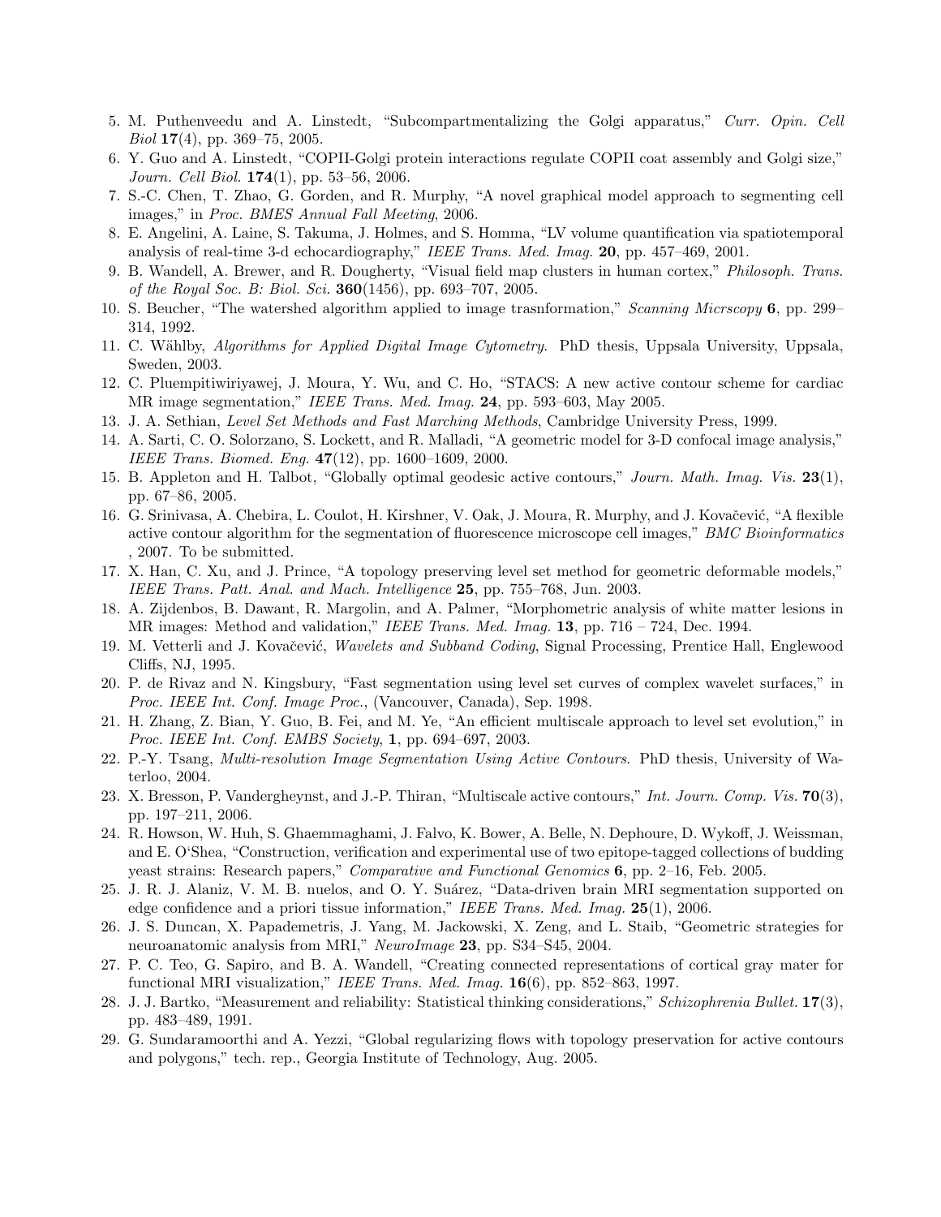5. M. Puthenveedu and A. Linstedt, "Subcompartmentalizing the Golgi apparatus," *Curr. Opin. Cell Biol* **17**(4), pp. 369–75, 2005.
6. Y. Guo and A. Linstedt, "COPII-Golgi protein interactions regulate COPII coat assembly and Golgi size," *Journ. Cell Biol.* **174**(1), pp. 53–56, 2006.
7. S.-C. Chen, T. Zhao, G. Gorden, and R. Murphy, "A novel graphical model approach to segmenting cell images," in *Proc. BMES Annual Fall Meeting*, 2006.
8. E. Angelini, A. Laine, S. Takuma, J. Holmes, and S. Homma, "LV volume quantification via spatiotemporal analysis of real-time 3-d echocardiography," *IEEE Trans. Med. Imag.* **20**, pp. 457–469, 2001.
9. B. Wandell, A. Brewer, and R. Dougherty, "Visual field map clusters in human cortex," *Philosoph. Trans. of the Royal Soc. B: Biol. Sci.* **360**(1456), pp. 693–707, 2005.
10. S. Beucher, "The watershed algorithm applied to image trasnformation," *Scanning Micrscopy* **6**, pp. 299–314, 1992.
11. C. Wählby, *Algorithms for Applied Digital Image Cytometry*. PhD thesis, Uppsala University, Uppsala, Sweden, 2003.
12. C. Pluempitiwiriyawej, J. Moura, Y. Wu, and C. Ho, "STACS: A new active contour scheme for cardiac MR image segmentation," *IEEE Trans. Med. Imag.* **24**, pp. 593–603, May 2005.
13. J. A. Sethian, *Level Set Methods and Fast Marching Methods*, Cambridge University Press, 1999.
14. A. Sarti, C. O. Solorzano, S. Lockett, and R. Malladi, "A geometric model for 3-D confocal image analysis," *IEEE Trans. Biomed. Eng.* **47**(12), pp. 1600–1609, 2000.
15. B. Appleton and H. Talbot, "Globally optimal geodesic active contours," *Journ. Math. Imag. Vis.* **23**(1), pp. 67–86, 2005.
16. G. Srinivasa, A. Chebira, L. Coulot, H. Kirshner, V. Oak, J. Moura, R. Murphy, and J. Kovačević, "A flexible active contour algorithm for the segmentation of fluorescence microscope cell images," *BMC Bioinformatics* , 2007. To be submitted.
17. X. Han, C. Xu, and J. Prince, "A topology preserving level set method for geometric deformable models," *IEEE Trans. Patt. Anal. and Mach. Intelligence* **25**, pp. 755–768, Jun. 2003.
18. A. Zijdenbos, B. Dawant, R. Margolin, and A. Palmer, "Morphometric analysis of white matter lesions in MR images: Method and validation," *IEEE Trans. Med. Imag.* **13**, pp. 716 – 724, Dec. 1994.
19. M. Vetterli and J. Kovačević, *Wavelets and Subband Coding*, Signal Processing, Prentice Hall, Englewood Cliffs, NJ, 1995.
20. P. de Rivaz and N. Kingsbury, "Fast segmentation using level set curves of complex wavelet surfaces," in *Proc. IEEE Int. Conf. Image Proc.*, (Vancouver, Canada), Sep. 1998.
21. H. Zhang, Z. Bian, Y. Guo, B. Fei, and M. Ye, "An efficient multiscale approach to level set evolution," in *Proc. IEEE Int. Conf. EMBS Society*, **1**, pp. 694–697, 2003.
22. P.-Y. Tsang, *Multi-resolution Image Segmentation Using Active Contours*. PhD thesis, University of Waterloo, 2004.
23. X. Bresson, P. Vandergheynst, and J.-P. Thiran, "Multiscale active contours," *Int. Journ. Comp. Vis.* **70**(3), pp. 197–211, 2006.
24. R. Howson, W. Huh, S. Ghaemmaghami, J. Falvo, K. Bower, A. Belle, N. Dephoure, D. Wykoff, J. Weissman, and E. O'Shea, "Construction, verification and experimental use of two epitope-tagged collections of budding yeast strains: Research papers," *Comparative and Functional Genomics* **6**, pp. 2–16, Feb. 2005.
25. J. R. J. Alaniz, V. M. B. nuelos, and O. Y. Suárez, "Data-driven brain MRI segmentation supported on edge confidence and a priori tissue information," *IEEE Trans. Med. Imag.* **25**(1), 2006.
26. J. S. Duncan, X. Papademetris, J. Yang, M. Jackowski, X. Zeng, and L. Staib, "Geometric strategies for neuroanatomic analysis from MRI," *NeuroImage* **23**, pp. S34–S45, 2004.
27. P. C. Teo, G. Sapiro, and B. A. Wandell, "Creating connected representations of cortical gray mater for functional MRI visualization," *IEEE Trans. Med. Imag.* **16**(6), pp. 852–863, 1997.
28. J. J. Bartko, "Measurement and reliability: Statistical thinking considerations," *Schizophrenia Bullet.* **17**(3), pp. 483–489, 1991.
29. G. Sundaramoorthi and A. Yezzi, "Global regularizing flows with topology preservation for active contours and polygons," tech. rep., Georgia Institute of Technology, Aug. 2005.